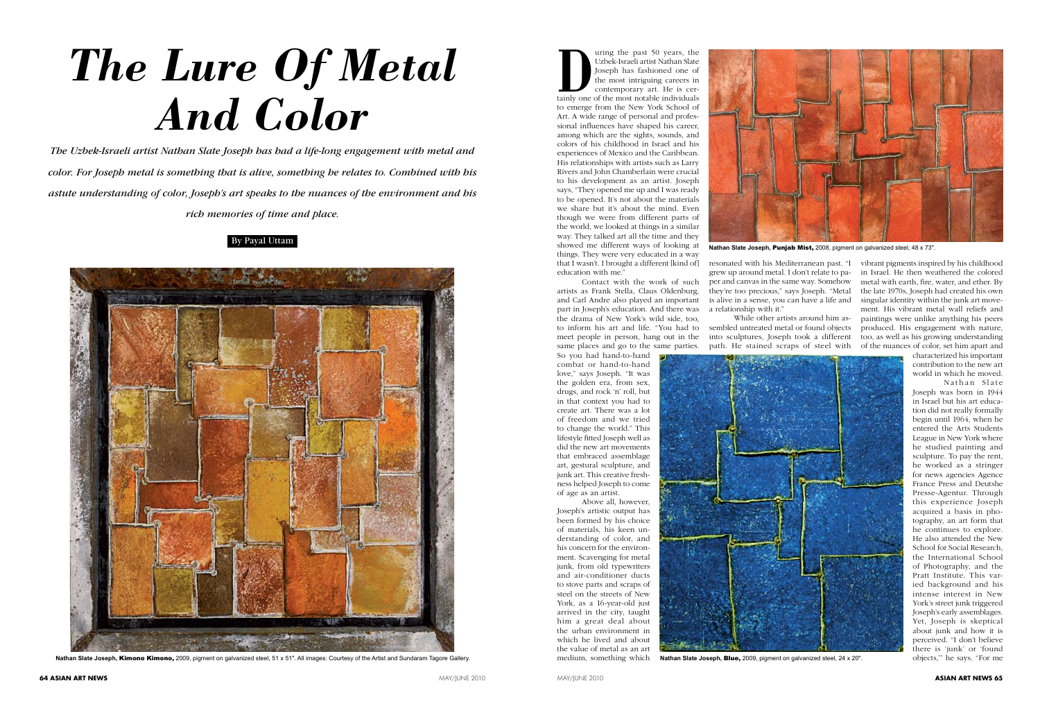# *The Lure Of Metal And Color*

*The Uzbek-Israeli artist Nathan Slate Joseph has had a life-long engagement with metal and color. For Joseph metal is something that is alive, something he relates to. Combined with his astute understanding of color, Joseph's art speaks to the nuances of the environment and his rich memories of time and place.*

By Payal Uttam

Nathan Slate Joseph, **Kimono Kimono,** 2009, pigment on galvanized steel, 51 x 51". All images: Courtesy of the Artist and Sundaram Tagore Gallery.

During the past 50 years, the Uzbek-Israeli artist Nathan Slate Joseph has fashioned one of the most intriguing careers in contemporary art. He is certainly one of the most notable individuals to emerge from the New York School of Art. A wide range of personal and professional influences have shaped his career, among which are the sights, sounds, and colors of his childhood in Israel and his experiences of Mexico and the Caribbean. His relationships with artists such as Larry Rivers and John Chamberlain were crucial to his development as an artist. Joseph says, "They opened me up and I was ready to be opened. It's not about the materials we share but it's about the mind. Even though we were from different parts of the world, we looked at things in a similar way. They talked art all the time and they showed me different ways of looking at things. They were very educated in a way that I wasn't. I brought a different [kind of] education with me."

Contact with the work of such artists as Frank Stella, Claus Oldenburg, and Carl Andre also played an important part in Joseph's education. And there was the drama of New York's wild side, too, to inform his art and life. "You had to meet people in person, hang out in the same places and go to the same parties. So you had hand-to-hand combat or hand-to-hand love," says Joseph. "It was the golden era, from sex, drugs, and rock 'n' roll, but in that context you had to create art. There was a lot of freedom and we tried to change the world." This lifestyle fitted Joseph well as did the new art movements that embraced assemblage art, gestural sculpture, and junk art. This creative freshness helped Joseph to come of age as an artist.

Above all, however, Joseph's artistic output has been formed by his choice of materials, his keen understanding of color, and his concern for the environment. Scavenging for metal junk, from old typewriters and air-conditioner ducts to stove parts and scraps of steel on the streets of New York, as a 16-year-old just arrived in the city, taught him a great deal about the urban environment in which he lived and about the value of metal as an art medium, something which resonated with his Mediterranean past. "I grew up around metal. I don't relate to paper and canvas in the same way. Somehow they're too precious," says Joseph. "Metal is alive in a sense, you can have a life and a relationship with it."

Nathan Slate Joseph, **Punjab Mist,** 2008, pigment on galvanized steel, 48 x 73".

While other artists around him assembled untreated metal or found objects into sculptures, Joseph took a different path. He stained scraps of steel with vibrant pigments inspired by his childhood in Israel. He then weathered the colored metal with earth, fire, water, and ether. By the late 1970s, Joseph had created his own singular identity within the junk art movement. His vibrant metal wall reliefs and paintings were unlike anything his peers produced. His engagement with nature, too, as well as his growing understanding of the nuances of color, set him apart and characterized his important contribution to the new art world in which he moved.

Nathan Slate Joseph was born in 1944 in Israel but his art education did not really formally begin until 1964, when he entered the Arts Students League in New York where he studied painting and sculpture. To pay the rent, he worked as a stringer for news agencies Agence France Press and Deutshe Presse-Agentur. Through this experience Joseph acquired a basis in photography, an art form that he continues to explore. He also attended the New School for Social Research, the International School of Photography, and the Pratt Institute. This varied background and his intense interest in New York's street junk triggered Joseph's early assemblages. Yet, Joseph is skeptical about junk and how it is perceived. "I don't believe there is 'junk' or 'found objects,'" he says. "For me

Nathan Slate Joseph, **Blue,** 2009, pigment on galvanized steel, 24 x 20".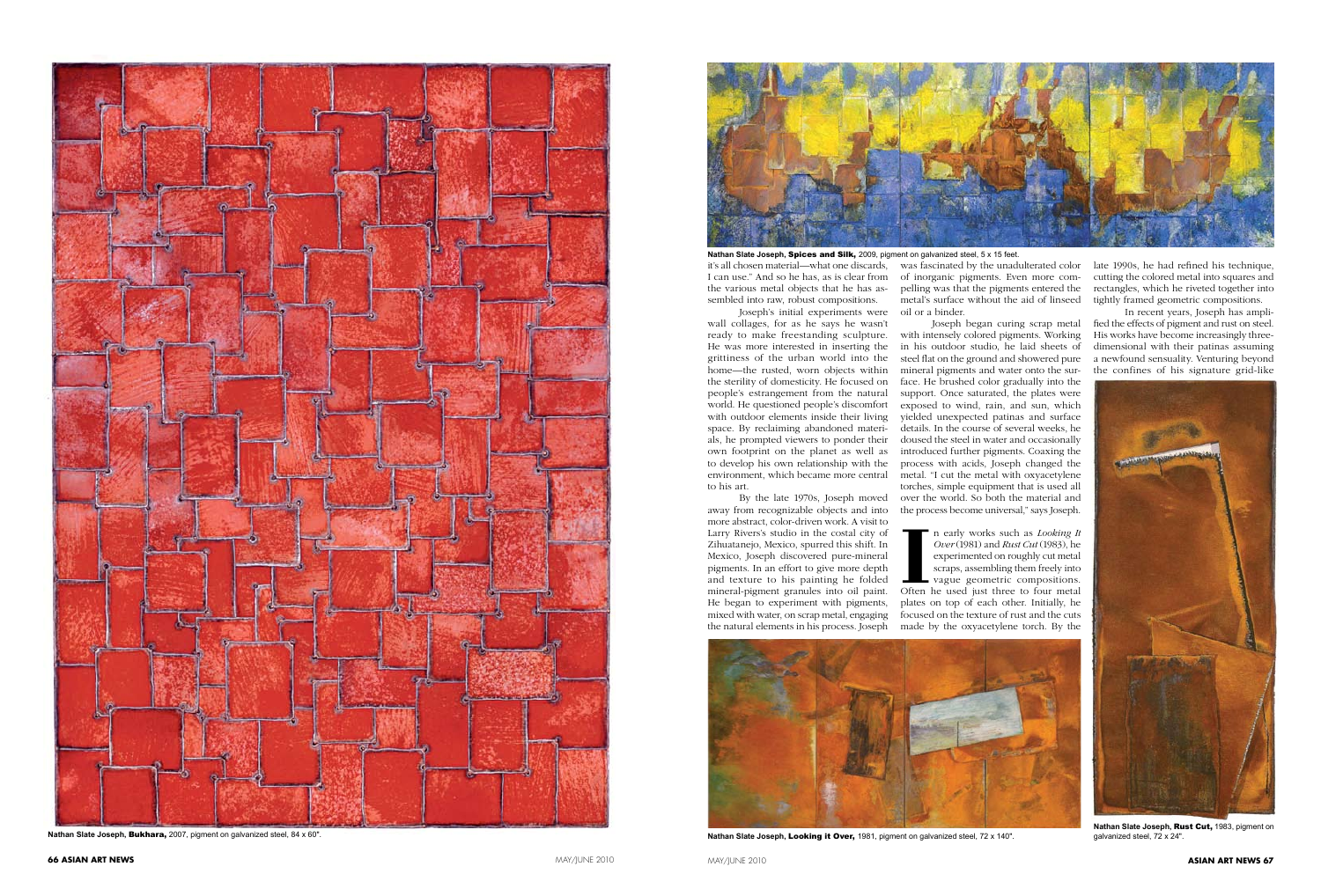it's all chosen material—what one discards, I can use." And so he has, as is clear from the various metal objects that he has assembled into raw, robust compositions.

Joseph's initial experiments were wall collages, for as he says he wasn't ready to make freestanding sculpture. He was more interested in inserting the grittiness of the urban world into the home—the rusted, worn objects within the sterility of domesticity. He focused on people's estrangement from the natural world. He questioned people's discomfort with outdoor elements inside their living space. By reclaiming abandoned materials, he prompted viewers to ponder their own footprint on the planet as well as to develop his own relationship with the environment, which became more central to his art.

By the late 1970s, Joseph moved away from recognizable objects and into more abstract, color-driven work. A visit to Larry Rivers's studio in the costal city of Zihuatanejo, Mexico, spurred this shift. In Mexico, Joseph discovered pure-mineral pigments. In an effort to give more depth and texture to his painting he folded mineral-pigment granules into oil paint. He began to experiment with pigments, mixed with water, on scrap metal, engaging the natural elements in his process. Joseph was fascinated by the unadulterated color of inorganic pigments. Even more compelling was that the pigments entered the metal's surface without the aid of linseed oil or a binder.

Joseph began curing scrap metal with intensely colored pigments. Working in his outdoor studio, he laid sheets of steel flat on the ground and showered pure mineral pigments and water onto the surface. He brushed color gradually into the support. Once saturated, the plates were exposed to wind, rain, and sun, which yielded unexpected patinas and surface details. In the course of several weeks, he doused the steel in water and occasionally introduced further pigments. Coaxing the process with acids, Joseph changed the metal. "I cut the metal with oxyacetylene torches, simple equipment that is used all over the world. So both the material and the process become universal," says Joseph.

In early works such as *Looking It Over* (1981) and *Rust Cut* (1983), he experimented on roughly cut metal scraps, assembling them freely into vague geometric compositions. Often he used just three to four metal plates on top of each other. Initially, he focused on the texture of rust and the cuts made by the oxyacetylene torch. By the late 1990s, he had refined his technique, cutting the colored metal into squares and rectangles, which he riveted together into tightly framed geometric compositions.

In recent years, Joseph has amplified the effects of pigment and rust on steel. His works have become increasingly three-dimensional with their patinas assuming a newfound sensuality. Venturing beyond the confines of his signature grid-like

**Nathan Slate Joseph, Bukhara,** 2007, pigment on galvanized steel, 84 x 60".

**Nathan Slate Joseph, Spices and Silk,** 2009, pigment on galvanized steel, 5 x 15 feet.

**Nathan Slate Joseph, Looking it Over,** 1981, pigment on galvanized steel, 72 x 140".

**Nathan Slate Joseph, Rust Cut,** 1983, pigment on galvanized steel, 72 x 24".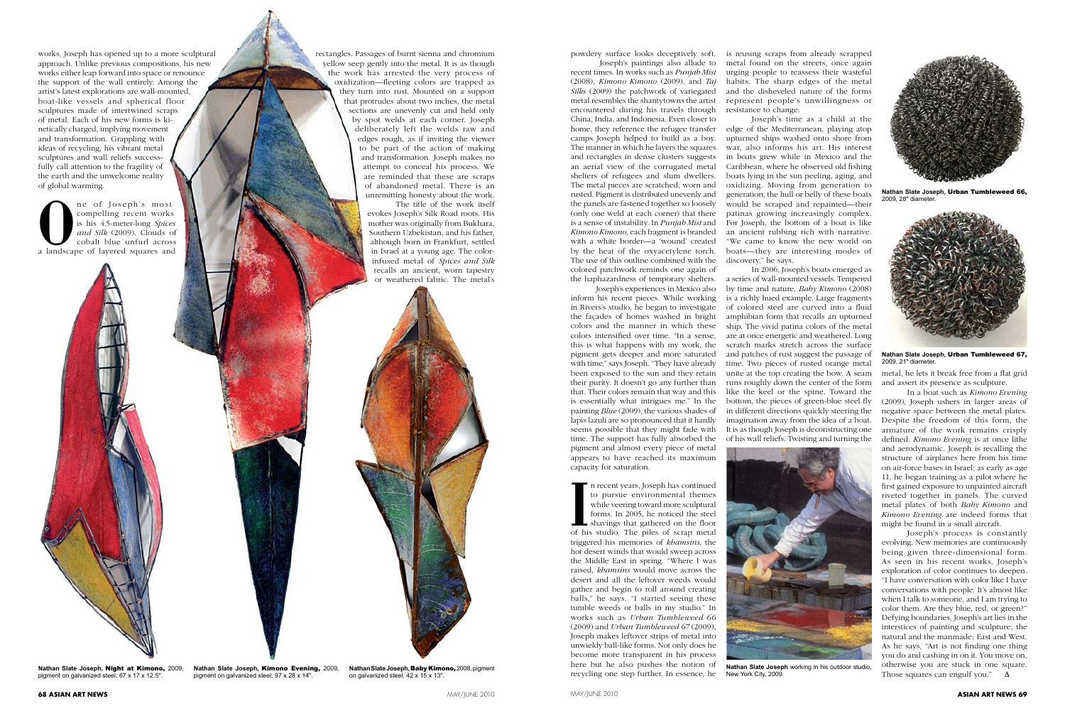works, Joseph has opened up to a more sculptural approach. Unlike previous compositions, his new works either leap forward into space or renounce the support of the wall entirely. Among the artist's latest explorations are wall-mounted, boat-like vessels and spherical floor sculptures made of intertwined scraps of metal. Each of his new forms is kinetically charged, implying movement and transformation. Grappling with ideas of recycling, his vibrant metal sculptures and wall reliefs successfully call attention to the fragility of the earth and the unwelcome reality of global warming.

One of Joseph's most compelling recent works is his 4.5-meter-long *Spices and Silk* (2009). Clouds of cobalt blue unfurl across a landscape of layered squares and rectangles. Passages of burnt sienna and chromium yellow seep gently into the metal. It is as though the work has arrested the very process of oxidization—fleeting colors are trapped as they turn into rust. Mounted on a support that protrudes about two inches, the metal sections are unevenly cut and held only by spot welds at each corner. Joseph deliberately left the welds raw and edges rough, as if inviting the viewer to be part of the action of making and transformation. Joseph makes no attempt to conceal his process. We are reminded that these are scraps of abandoned metal. There is an unremitting honesty about the work.

The title of the work itself evokes Joseph's Silk Road roots. His mother was originally from Bukhara, Southern Uzbekistan, and his father, although born in Frankfurt, settled in Israel at a young age. The color-infused metal of *Spices and Silk* recalls an ancient, worn tapestry or weathered fabric. The metal's powdery surface looks deceptively soft.

Joseph's paintings also allude to recent times. In works such as *Punjab Mist* (2008), *Kimono Kimono* (2009), and *Taj Silks* (2009) the patchwork of variegated metal resembles the shantytowns the artist encountered during his travels through China, India, and Indonesia. Even closer to home, they reference the refugee transfer camps Joseph helped to build as a boy. The manner in which he layers the squares and rectangles in dense clusters suggests an aerial view of the corrugated metal shelters of refugees and slum dwellers. The metal pieces are scratched, worn and rusted. Pigment is distributed unevenly and the panels are fastened together so loosely (only one weld at each corner) that there is a sense of instability. In *Punjab Mist* and *Kimono Kimono*, each fragment is branded with a white border—a 'wound' created by the heat of the oxyacetylene torch. The use of this outline combined with the colored patchwork reminds one again of the haphazardness of temporary shelters.

Joseph's experiences in Mexico also inform his recent pieces. While working in Rivers's studio, he began to investigate the façades of homes washed in bright colors and the manner in which these colors intensified over time. "In a sense, this is what happens with my work, the pigment gets deeper and more saturated with time," says Joseph. "They have already been exposed to the sun and they retain their purity. It doesn't go any further than that. Their colors remain that way and this is essentially what intrigues me." In the painting *Blue* (2009), the various shades of lapis lazuli are so pronounced that it hardly seems possible that they might fade with time. The support has fully absorbed the pigment and almost every piece of metal appears to have reached its maximum capacity for saturation.

In recent years, Joseph has continued to pursue environmental themes while veering toward more sculptural forms. In 2005, he noticed the steel shavings that gathered on the floor of his studio. The piles of scrap metal triggered his memories of *khamsins*, the hot desert winds that would sweep across the Middle East in spring. "Where I was raised, *khamsins* would move across the desert and all the leftover weeds would gather and begin to roll around creating balls," he says. "I started seeing these tumble weeds or balls in my studio." In works such as *Urban Tumbleweed 66* (2009) and *Urban Tumbleweed 67* (2009), Joseph makes leftover strips of metal into unwieldy ball-like forms. Not only does he become more transparent in his process here but he also pushes the notion of recycling one step further. In essence, he is reusing scraps from already scrapped metal found on the streets, once again urging people to reassess their wasteful habits. The sharp edges of the metal and the disheveled nature of the forms represent people's unwillingness or resistance to change.

Joseph's time as a child at the edge of the Mediterranean, playing atop upturned ships washed onto shore from war, also informs his art. His interest in boats grew while in Mexico and the Caribbean, where he observed old fishing boats lying in the sun peeling, aging, and oxidizing. Moving from generation to generation, the hull or belly of these boats would be scraped and repainted—their patinas growing increasingly complex. For Joseph, the bottom of a boat is like an ancient rubbing rich with narrative. "We came to know the new world on boats—they are interesting modes of discovery," he says.

In 2006, Joseph's boats emerged as a series of wall-mounted vessels. Tempered by time and nature, *Baby Kimono* (2008) is a richly hued example. Large fragments of colored steel are curved into a fluid amphibian form that recalls an upturned ship. The vivid patina colors of the metal are at once energetic and weathered. Long scratch marks stretch across the surface and patches of rust suggest the passage of time. Two pieces of rusted orange metal unite at the top creating the bow. A seam runs roughly down the center of the form like the keel or the spine. Toward the bottom, the pieces of green-blue steel fly in different directions quickly steering the imagination away from the idea of a boat. It is as though Joseph is deconstructing one of his wall reliefs. Twisting and turning the metal, he lets it break free from a flat grid and assert its presence as sculpture.

In a boat such as *Kimono Evening* (2009), Joseph ushers in larger areas of negative space between the metal plates. Despite the freedom of this form, the armature of the work remains crisply defined. *Kimono Evening* is at once lithe and aerodynamic. Joseph is recalling the structure of airplanes here from his time on air-force bases in Israel; as early as age 11, he began training as a pilot where he first gained exposure to unpainted aircraft riveted together in panels. The curved metal plates of both *Baby Kimono* and *Kimono Evening* are indeed forms that might be found in a small aircraft.

Joseph's process is constantly evolving. New memories are continuously being given three-dimensional form. As seen in his recent works, Joseph's exploration of color continues to deepen. "I have conversation with color like I have conversations with people. It's almost like when I talk to someone, and I am trying to color them. Are they blue, red, or green?" Defying boundaries, Joseph's art lies in the interstices of painting and sculpture; the natural and the manmade; East and West. As he says, "Art is not finding one thing you do and cashing in on it. You move on, otherwise you are stuck in one square. Those squares can engulf you." Δ

**Nathan Slate Joseph, Night at Kimono,** 2009, pigment on galvanized steel, 67 x 17 x 12.5".

**Nathan Slate Joseph, Kimono Evening,** 2009, pigment on galvanized steel, 97 x 28 x 14".

**Nathan Slate Joseph, Baby Kimono,** 2008, pigment on galvanized steel, 42 x 15 x 13".

**Nathan Slate Joseph, Urban Tumbleweed 66,** 2009, 28" diameter.

**Nathan Slate Joseph, Urban Tumbleweed 67,** 2009, 21" diameter.

**Nathan Slate Joseph** working in his outdoor studio, New York City, 2009.